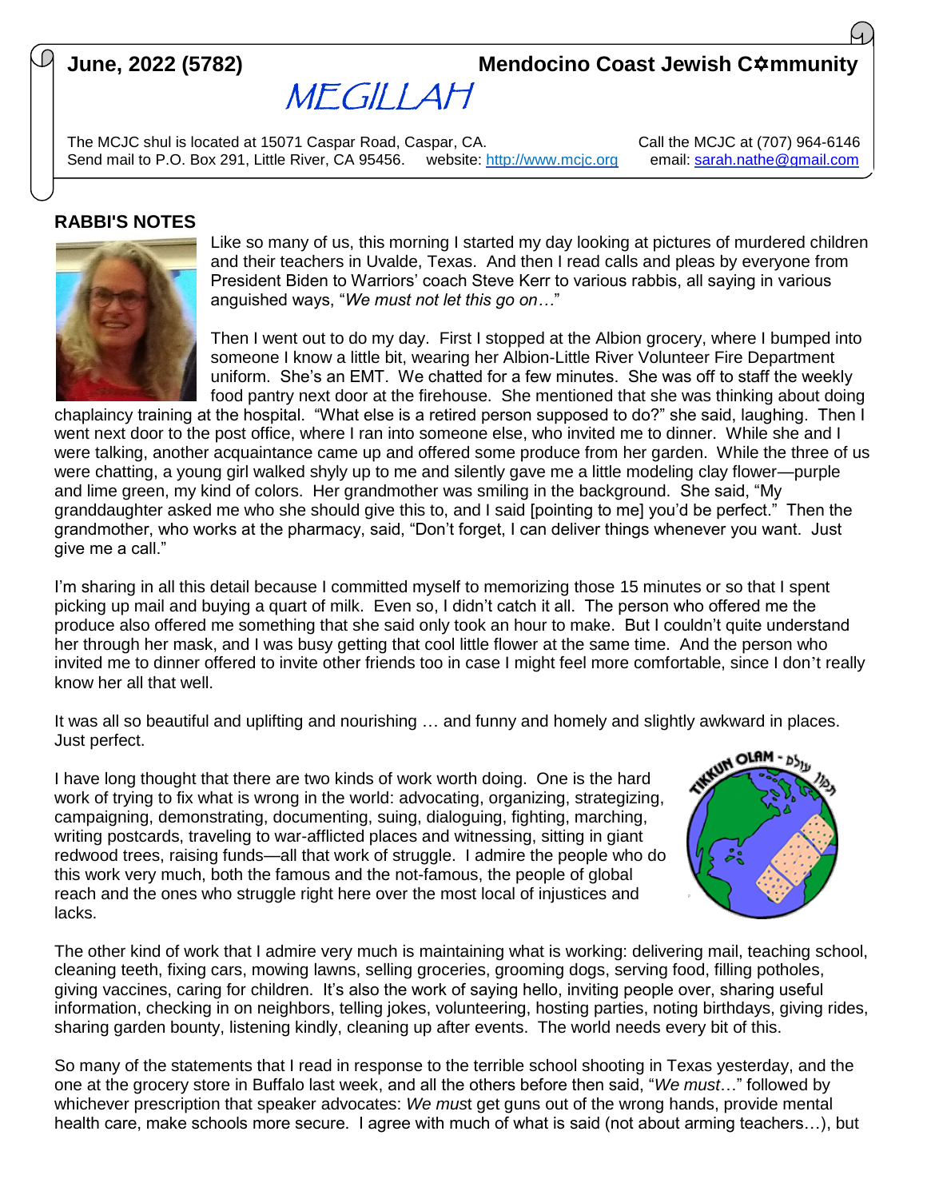**June, 2022 (5782)** **Mendocino Coast Jewish C✡mmunity**

# MEGILLAH

The MCJC shul is located at 15071 Caspar Road, Caspar, CA. Call the MCJC at (707) 964-6146
Send mail to P.O. Box 291, Little River, CA 95456. website: http://www.mcjc.org email: sarah.nathe@gmail.com

## RABBI'S NOTES

Like so many of us, this morning I started my day looking at pictures of murdered children and their teachers in Uvalde, Texas. And then I read calls and pleas by everyone from President Biden to Warriors' coach Steve Kerr to various rabbis, all saying in various anguished ways, "*We must not let this go on…*"

Then I went out to do my day. First I stopped at the Albion grocery, where I bumped into someone I know a little bit, wearing her Albion-Little River Volunteer Fire Department uniform. She's an EMT. We chatted for a few minutes. She was off to staff the weekly food pantry next door at the firehouse. She mentioned that she was thinking about doing chaplaincy training at the hospital. "What else is a retired person supposed to do?" she said, laughing. Then I went next door to the post office, where I ran into someone else, who invited me to dinner. While she and I were talking, another acquaintance came up and offered some produce from her garden. While the three of us were chatting, a young girl walked shyly up to me and silently gave me a little modeling clay flower—purple and lime green, my kind of colors. Her grandmother was smiling in the background. She said, "My granddaughter asked me who she should give this to, and I said [pointing to me] you'd be perfect." Then the grandmother, who works at the pharmacy, said, "Don't forget, I can deliver things whenever you want. Just give me a call."

I'm sharing in all this detail because I committed myself to memorizing those 15 minutes or so that I spent picking up mail and buying a quart of milk. Even so, I didn't catch it all. The person who offered me the produce also offered me something that she said only took an hour to make. But I couldn't quite understand her through her mask, and I was busy getting that cool little flower at the same time. And the person who invited me to dinner offered to invite other friends too in case I might feel more comfortable, since I don't really know her all that well.

It was all so beautiful and uplifting and nourishing … and funny and homely and slightly awkward in places. Just perfect.

I have long thought that there are two kinds of work worth doing. One is the hard work of trying to fix what is wrong in the world: advocating, organizing, strategizing, campaigning, demonstrating, documenting, suing, dialoguing, fighting, marching, writing postcards, traveling to war-afflicted places and witnessing, sitting in giant redwood trees, raising funds—all that work of struggle. I admire the people who do this work very much, both the famous and the not-famous, the people of global reach and the ones who struggle right here over the most local of injustices and lacks.

The other kind of work that I admire very much is maintaining what is working: delivering mail, teaching school, cleaning teeth, fixing cars, mowing lawns, selling groceries, grooming dogs, serving food, filling potholes, giving vaccines, caring for children. It's also the work of saying hello, inviting people over, sharing useful information, checking in on neighbors, telling jokes, volunteering, hosting parties, noting birthdays, giving rides, sharing garden bounty, listening kindly, cleaning up after events. The world needs every bit of this.

So many of the statements that I read in response to the terrible school shooting in Texas yesterday, and the one at the grocery store in Buffalo last week, and all the others before then said, "*We must*…" followed by whichever prescription that speaker advocates: *We must* get guns out of the wrong hands, provide mental health care, make schools more secure. I agree with much of what is said (not about arming teachers…), but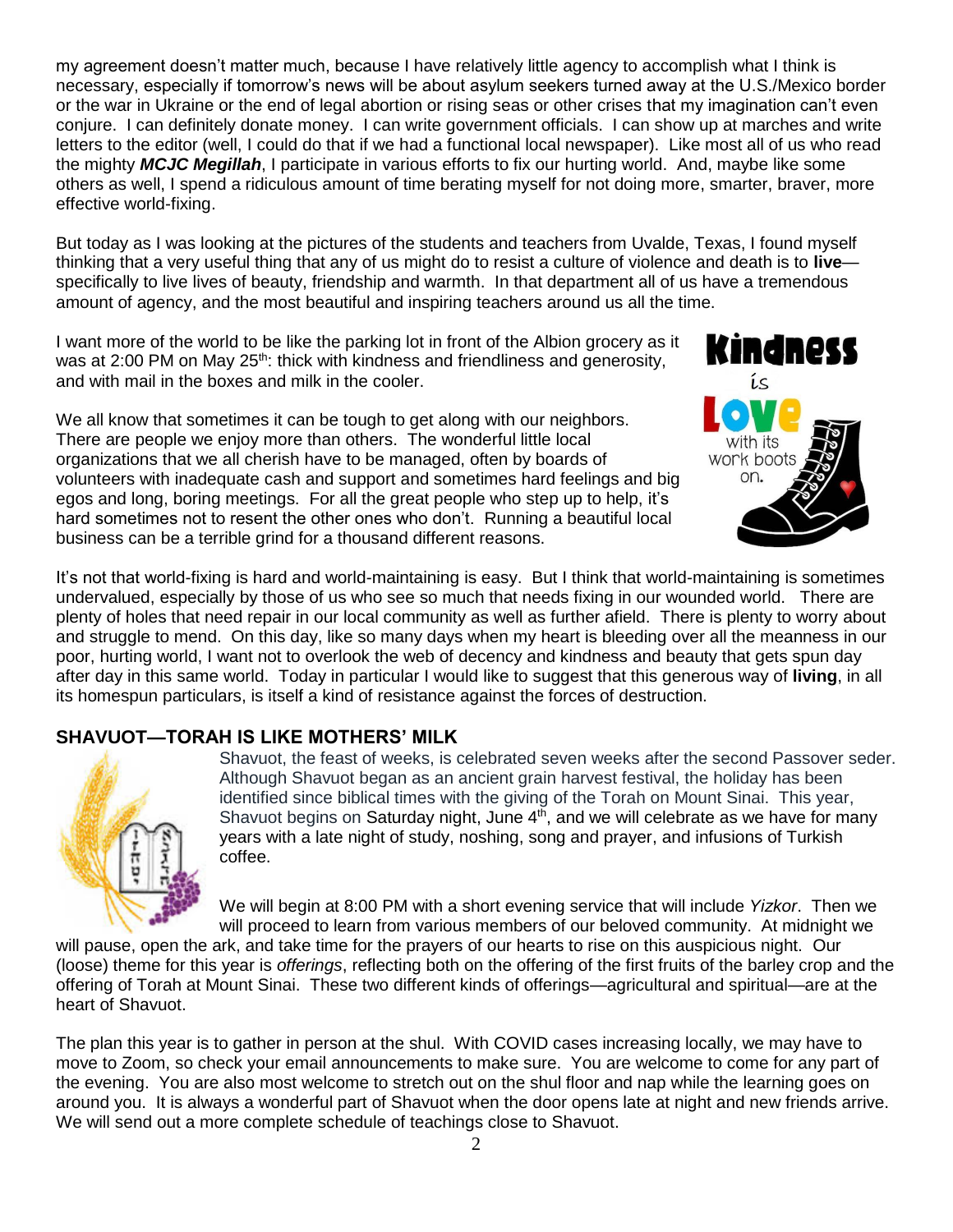my agreement doesn't matter much, because I have relatively little agency to accomplish what I think is necessary, especially if tomorrow's news will be about asylum seekers turned away at the U.S./Mexico border or the war in Ukraine or the end of legal abortion or rising seas or other crises that my imagination can't even conjure. I can definitely donate money. I can write government officials. I can show up at marches and write letters to the editor (well, I could do that if we had a functional local newspaper). Like most all of us who read the mighty ***MCJC Megillah***, I participate in various efforts to fix our hurting world. And, maybe like some others as well, I spend a ridiculous amount of time berating myself for not doing more, smarter, braver, more effective world-fixing.

But today as I was looking at the pictures of the students and teachers from Uvalde, Texas, I found myself thinking that a very useful thing that any of us might do to resist a culture of violence and death is to **live**—specifically to live lives of beauty, friendship and warmth. In that department all of us have a tremendous amount of agency, and the most beautiful and inspiring teachers around us all the time.

I want more of the world to be like the parking lot in front of the Albion grocery as it was at 2:00 PM on May 25th: thick with kindness and friendliness and generosity, and with mail in the boxes and milk in the cooler.

We all know that sometimes it can be tough to get along with our neighbors. There are people we enjoy more than others. The wonderful little local organizations that we all cherish have to be managed, often by boards of volunteers with inadequate cash and support and sometimes hard feelings and big egos and long, boring meetings. For all the great people who step up to help, it's hard sometimes not to resent the other ones who don't. Running a beautiful local business can be a terrible grind for a thousand different reasons.

It's not that world-fixing is hard and world-maintaining is easy. But I think that world-maintaining is sometimes undervalued, especially by those of us who see so much that needs fixing in our wounded world. There are plenty of holes that need repair in our local community as well as further afield. There is plenty to worry about and struggle to mend. On this day, like so many days when my heart is bleeding over all the meanness in our poor, hurting world, I want not to overlook the web of decency and kindness and beauty that gets spun day after day in this same world. Today in particular I would like to suggest that this generous way of **living**, in all its homespun particulars, is itself a kind of resistance against the forces of destruction.

## SHAVUOT—TORAH IS LIKE MOTHERS' MILK

Shavuot, the feast of weeks, is celebrated seven weeks after the second Passover seder. Although Shavuot began as an ancient grain harvest festival, the holiday has been identified since biblical times with the giving of the Torah on Mount Sinai. This year, Shavuot begins on Saturday night, June 4th, and we will celebrate as we have for many years with a late night of study, noshing, song and prayer, and infusions of Turkish coffee.

We will begin at 8:00 PM with a short evening service that will include *Yizkor*. Then we will proceed to learn from various members of our beloved community. At midnight we will pause, open the ark, and take time for the prayers of our hearts to rise on this auspicious night. Our (loose) theme for this year is *offerings*, reflecting both on the offering of the first fruits of the barley crop and the offering of Torah at Mount Sinai. These two different kinds of offerings—agricultural and spiritual—are at the heart of Shavuot.

The plan this year is to gather in person at the shul. With COVID cases increasing locally, we may have to move to Zoom, so check your email announcements to make sure. You are welcome to come for any part of the evening. You are also most welcome to stretch out on the shul floor and nap while the learning goes on around you. It is always a wonderful part of Shavuot when the door opens late at night and new friends arrive. We will send out a more complete schedule of teachings close to Shavuot.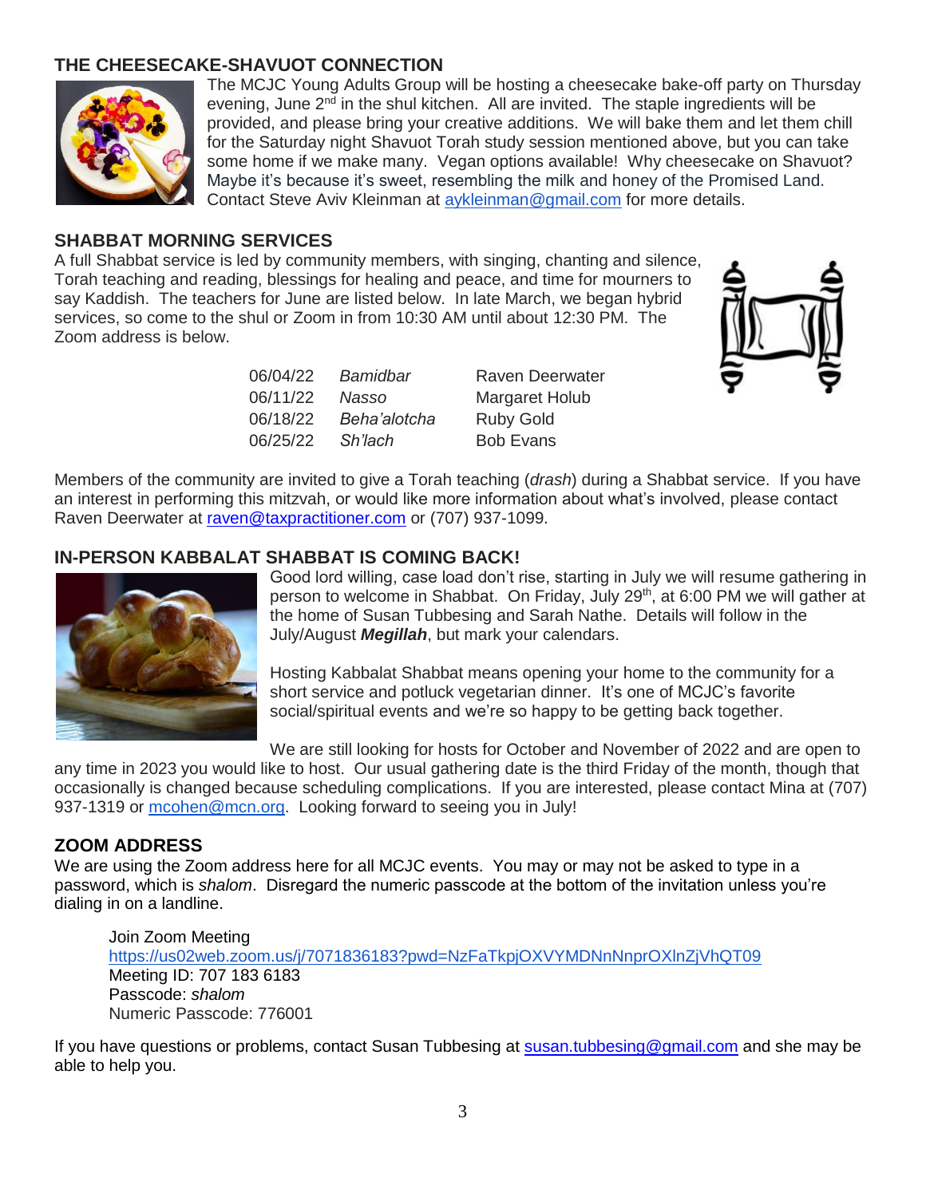## THE CHEESECAKE-SHAVUOT CONNECTION

The MCJC Young Adults Group will be hosting a cheesecake bake-off party on Thursday evening, June 2nd in the shul kitchen. All are invited. The staple ingredients will be provided, and please bring your creative additions. We will bake them and let them chill for the Saturday night Shavuot Torah study session mentioned above, but you can take some home if we make many. Vegan options available! Why cheesecake on Shavuot? Maybe it's because it's sweet, resembling the milk and honey of the Promised Land. Contact Steve Aviv Kleinman at aykleinman@gmail.com for more details.

## SHABBAT MORNING SERVICES

A full Shabbat service is led by community members, with singing, chanting and silence, Torah teaching and reading, blessings for healing and peace, and time for mourners to say Kaddish. The teachers for June are listed below. In late March, we began hybrid services, so come to the shul or Zoom in from 10:30 AM until about 12:30 PM. The Zoom address is below.

| | | |
|---|---|---|
| 06/04/22 | *Bamidbar* | Raven Deerwater |
| 06/11/22 | *Nasso* | Margaret Holub |
| 06/18/22 | *Beha'alotcha* | Ruby Gold |
| 06/25/22 | *Sh'lach* | Bob Evans |

Members of the community are invited to give a Torah teaching (*drash*) during a Shabbat service. If you have an interest in performing this mitzvah, or would like more information about what's involved, please contact Raven Deerwater at raven@taxpractitioner.com or (707) 937-1099.

## IN-PERSON KABBALAT SHABBAT IS COMING BACK!

Good lord willing, case load don't rise, starting in July we will resume gathering in person to welcome in Shabbat. On Friday, July 29th, at 6:00 PM we will gather at the home of Susan Tubbesing and Sarah Nathe. Details will follow in the July/August ***Megillah***, but mark your calendars.

Hosting Kabbalat Shabbat means opening your home to the community for a short service and potluck vegetarian dinner. It's one of MCJC's favorite social/spiritual events and we're so happy to be getting back together.

We are still looking for hosts for October and November of 2022 and are open to any time in 2023 you would like to host. Our usual gathering date is the third Friday of the month, though that occasionally is changed because scheduling complications. If you are interested, please contact Mina at (707) 937-1319 or mcohen@mcn.org. Looking forward to seeing you in July!

## ZOOM ADDRESS

We are using the Zoom address here for all MCJC events. You may or may not be asked to type in a password, which is *shalom*. Disregard the numeric passcode at the bottom of the invitation unless you're dialing in on a landline.

Join Zoom Meeting
https://us02web.zoom.us/j/7071836183?pwd=NzFaTkpjOXVYMDNnNnprOXlnZjVhQT09
Meeting ID: 707 183 6183
Passcode: *shalom*
Numeric Passcode: 776001

If you have questions or problems, contact Susan Tubbesing at susan.tubbesing@gmail.com and she may be able to help you.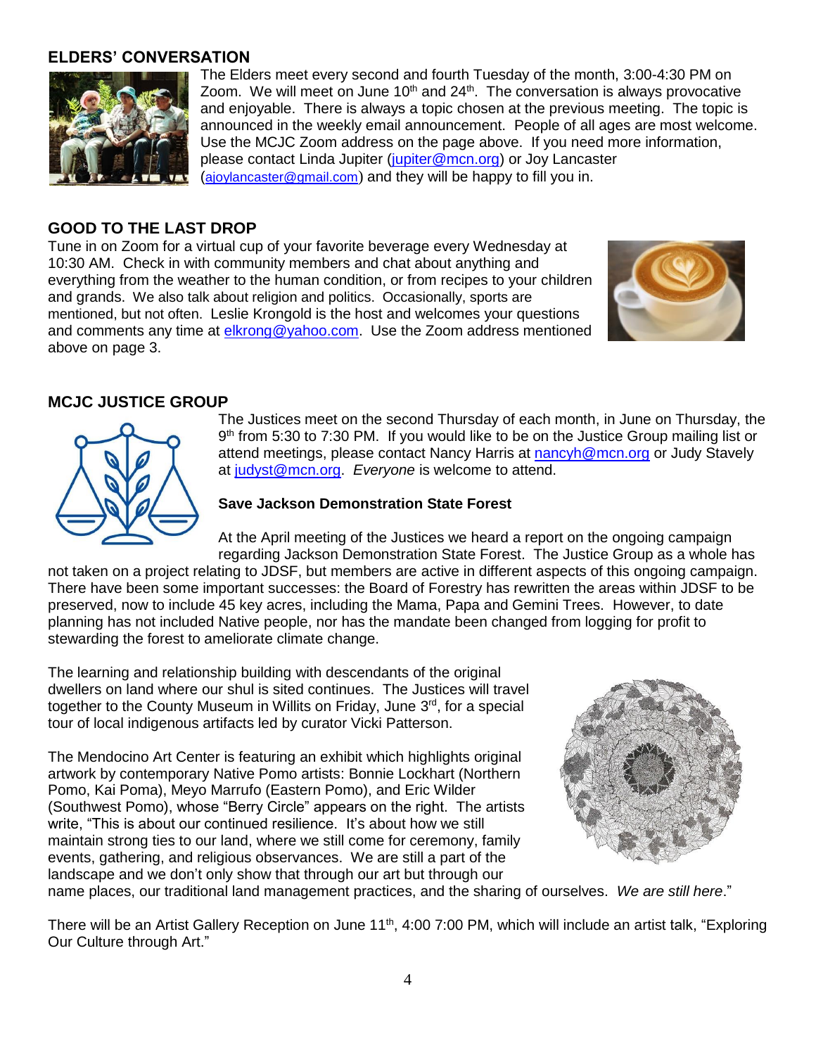## ELDERS' CONVERSATION

The Elders meet every second and fourth Tuesday of the month, 3:00-4:30 PM on Zoom. We will meet on June 10th and 24th. The conversation is always provocative and enjoyable. There is always a topic chosen at the previous meeting. The topic is announced in the weekly email announcement. People of all ages are most welcome. Use the MCJC Zoom address on the page above. If you need more information, please contact Linda Jupiter (jupiter@mcn.org) or Joy Lancaster (ajoylancaster@gmail.com) and they will be happy to fill you in.

## GOOD TO THE LAST DROP

Tune in on Zoom for a virtual cup of your favorite beverage every Wednesday at 10:30 AM. Check in with community members and chat about anything and everything from the weather to the human condition, or from recipes to your children and grands. We also talk about religion and politics. Occasionally, sports are mentioned, but not often. Leslie Krongold is the host and welcomes your questions and comments any time at elkrong@yahoo.com. Use the Zoom address mentioned above on page 3.

## MCJC JUSTICE GROUP

The Justices meet on the second Thursday of each month, in June on Thursday, the 9th from 5:30 to 7:30 PM. If you would like to be on the Justice Group mailing list or attend meetings, please contact Nancy Harris at nancyh@mcn.org or Judy Stavely at judyst@mcn.org. *Everyone* is welcome to attend.

**Save Jackson Demonstration State Forest**

At the April meeting of the Justices we heard a report on the ongoing campaign regarding Jackson Demonstration State Forest. The Justice Group as a whole has not taken on a project relating to JDSF, but members are active in different aspects of this ongoing campaign. There have been some important successes: the Board of Forestry has rewritten the areas within JDSF to be preserved, now to include 45 key acres, including the Mama, Papa and Gemini Trees. However, to date planning has not included Native people, nor has the mandate been changed from logging for profit to stewarding the forest to ameliorate climate change.

The learning and relationship building with descendants of the original dwellers on land where our shul is sited continues. The Justices will travel together to the County Museum in Willits on Friday, June 3rd, for a special tour of local indigenous artifacts led by curator Vicki Patterson.

The Mendocino Art Center is featuring an exhibit which highlights original artwork by contemporary Native Pomo artists: Bonnie Lockhart (Northern Pomo, Kai Poma), Meyo Marrufo (Eastern Pomo), and Eric Wilder (Southwest Pomo), whose "Berry Circle" appears on the right. The artists write, "This is about our continued resilience. It's about how we still maintain strong ties to our land, where we still come for ceremony, family events, gathering, and religious observances. We are still a part of the landscape and we don't only show that through our art but through our name places, our traditional land management practices, and the sharing of ourselves. *We are still here*."

There will be an Artist Gallery Reception on June 11th, 4:00 7:00 PM, which will include an artist talk, "Exploring Our Culture through Art."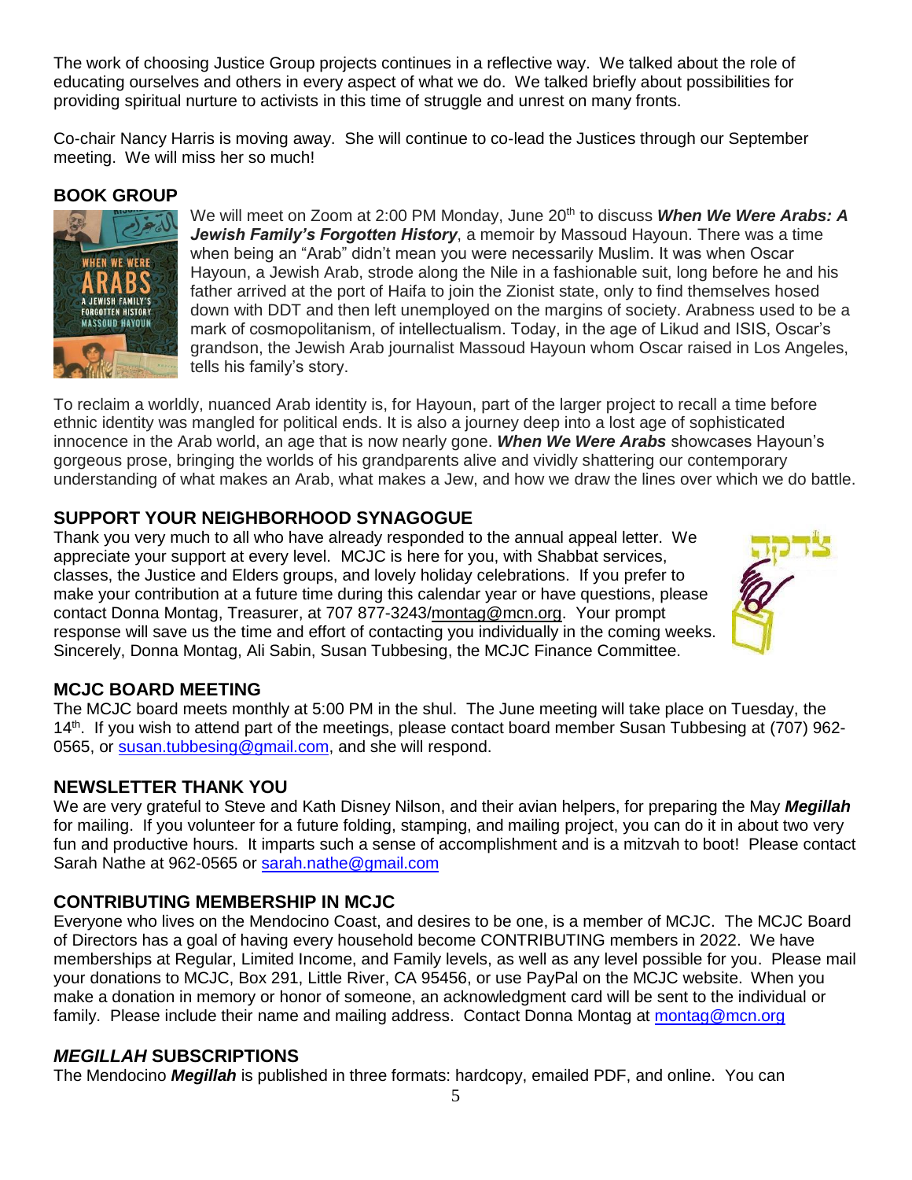The work of choosing Justice Group projects continues in a reflective way. We talked about the role of educating ourselves and others in every aspect of what we do. We talked briefly about possibilities for providing spiritual nurture to activists in this time of struggle and unrest on many fronts.

Co-chair Nancy Harris is moving away. She will continue to co-lead the Justices through our September meeting. We will miss her so much!

## BOOK GROUP

We will meet on Zoom at 2:00 PM Monday, June 20th to discuss ***When We Were Arabs: A Jewish Family's Forgotten History***, a memoir by Massoud Hayoun. There was a time when being an "Arab" didn't mean you were necessarily Muslim. It was when Oscar Hayoun, a Jewish Arab, strode along the Nile in a fashionable suit, long before he and his father arrived at the port of Haifa to join the Zionist state, only to find themselves hosed down with DDT and then left unemployed on the margins of society. Arabness used to be a mark of cosmopolitanism, of intellectualism. Today, in the age of Likud and ISIS, Oscar's grandson, the Jewish Arab journalist Massoud Hayoun whom Oscar raised in Los Angeles, tells his family's story.

To reclaim a worldly, nuanced Arab identity is, for Hayoun, part of the larger project to recall a time before ethnic identity was mangled for political ends. It is also a journey deep into a lost age of sophisticated innocence in the Arab world, an age that is now nearly gone. ***When We Were Arabs*** showcases Hayoun's gorgeous prose, bringing the worlds of his grandparents alive and vividly shattering our contemporary understanding of what makes an Arab, what makes a Jew, and how we draw the lines over which we do battle.

## SUPPORT YOUR NEIGHBORHOOD SYNAGOGUE

Thank you very much to all who have already responded to the annual appeal letter. We appreciate your support at every level. MCJC is here for you, with Shabbat services, classes, the Justice and Elders groups, and lovely holiday celebrations. If you prefer to make your contribution at a future time during this calendar year or have questions, please contact Donna Montag, Treasurer, at 707 877-3243/montag@mcn.org. Your prompt response will save us the time and effort of contacting you individually in the coming weeks. Sincerely, Donna Montag, Ali Sabin, Susan Tubbesing, the MCJC Finance Committee.

## MCJC BOARD MEETING

The MCJC board meets monthly at 5:00 PM in the shul. The June meeting will take place on Tuesday, the 14th. If you wish to attend part of the meetings, please contact board member Susan Tubbesing at (707) 962-0565, or susan.tubbesing@gmail.com, and she will respond.

## NEWSLETTER THANK YOU

We are very grateful to Steve and Kath Disney Nilson, and their avian helpers, for preparing the May ***Megillah*** for mailing. If you volunteer for a future folding, stamping, and mailing project, you can do it in about two very fun and productive hours. It imparts such a sense of accomplishment and is a mitzvah to boot! Please contact Sarah Nathe at 962-0565 or sarah.nathe@gmail.com

## CONTRIBUTING MEMBERSHIP IN MCJC

Everyone who lives on the Mendocino Coast, and desires to be one, is a member of MCJC. The MCJC Board of Directors has a goal of having every household become CONTRIBUTING members in 2022. We have memberships at Regular, Limited Income, and Family levels, as well as any level possible for you. Please mail your donations to MCJC, Box 291, Little River, CA 95456, or use PayPal on the MCJC website. When you make a donation in memory or honor of someone, an acknowledgment card will be sent to the individual or family. Please include their name and mailing address. Contact Donna Montag at montag@mcn.org

## *MEGILLAH* SUBSCRIPTIONS

The Mendocino ***Megillah*** is published in three formats: hardcopy, emailed PDF, and online. You can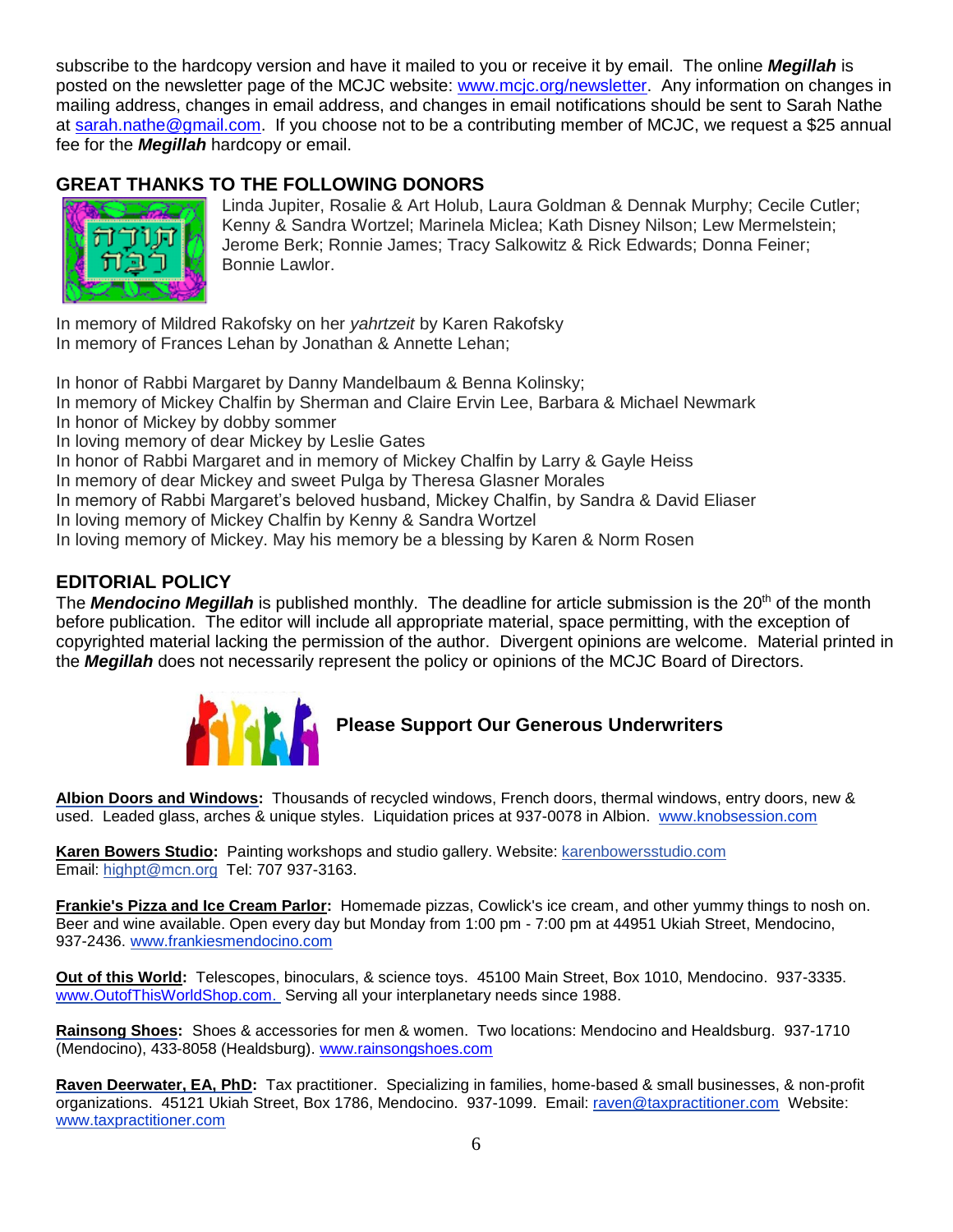subscribe to the hardcopy version and have it mailed to you or receive it by email. The online ***Megillah*** is posted on the newsletter page of the MCJC website: www.mcjc.org/newsletter. Any information on changes in mailing address, changes in email address, and changes in email notifications should be sent to Sarah Nathe at sarah.nathe@gmail.com. If you choose not to be a contributing member of MCJC, we request a $25 annual fee for the ***Megillah*** hardcopy or email.

## GREAT THANKS TO THE FOLLOWING DONORS

Linda Jupiter, Rosalie & Art Holub, Laura Goldman & Dennak Murphy; Cecile Cutler; Kenny & Sandra Wortzel; Marinela Miclea; Kath Disney Nilson; Lew Mermelstein; Jerome Berk; Ronnie James; Tracy Salkowitz & Rick Edwards; Donna Feiner; Bonnie Lawlor.

In memory of Mildred Rakofsky on her *yahrtzeit* by Karen Rakofsky
In memory of Frances Lehan by Jonathan & Annette Lehan;

In honor of Rabbi Margaret by Danny Mandelbaum & Benna Kolinsky;
In memory of Mickey Chalfin by Sherman and Claire Ervin Lee, Barbara & Michael Newmark
In honor of Mickey by dobby sommer
In loving memory of dear Mickey by Leslie Gates
In honor of Rabbi Margaret and in memory of Mickey Chalfin by Larry & Gayle Heiss
In memory of dear Mickey and sweet Pulga by Theresa Glasner Morales
In memory of Rabbi Margaret's beloved husband, Mickey Chalfin, by Sandra & David Eliaser
In loving memory of Mickey Chalfin by Kenny & Sandra Wortzel
In loving memory of Mickey. May his memory be a blessing by Karen & Norm Rosen

## EDITORIAL POLICY

The ***Mendocino Megillah*** is published monthly. The deadline for article submission is the 20th of the month before publication. The editor will include all appropriate material, space permitting, with the exception of copyrighted material lacking the permission of the author. Divergent opinions are welcome. Material printed in the ***Megillah*** does not necessarily represent the policy or opinions of the MCJC Board of Directors.

**Please Support Our Generous Underwriters**

**Albion Doors and Windows:** Thousands of recycled windows, French doors, thermal windows, entry doors, new & used. Leaded glass, arches & unique styles. Liquidation prices at 937-0078 in Albion. www.knobsession.com

**Karen Bowers Studio:** Painting workshops and studio gallery. Website: karenbowersstudio.com
Email: highpt@mcn.org Tel: 707 937-3163.

**Frankie's Pizza and Ice Cream Parlor:** Homemade pizzas, Cowlick's ice cream, and other yummy things to nosh on. Beer and wine available. Open every day but Monday from 1:00 pm - 7:00 pm at 44951 Ukiah Street, Mendocino, 937-2436. www.frankiesmendocino.com

**Out of this World:** Telescopes, binoculars, & science toys. 45100 Main Street, Box 1010, Mendocino. 937-3335. www.OutofThisWorldShop.com. Serving all your interplanetary needs since 1988.

**Rainsong Shoes:** Shoes & accessories for men & women. Two locations: Mendocino and Healdsburg. 937-1710 (Mendocino), 433-8058 (Healdsburg). www.rainsongshoes.com

**Raven Deerwater, EA, PhD:** Tax practitioner. Specializing in families, home-based & small businesses, & non-profit organizations. 45121 Ukiah Street, Box 1786, Mendocino. 937-1099. Email: raven@taxpractitioner.com Website: www.taxpractitioner.com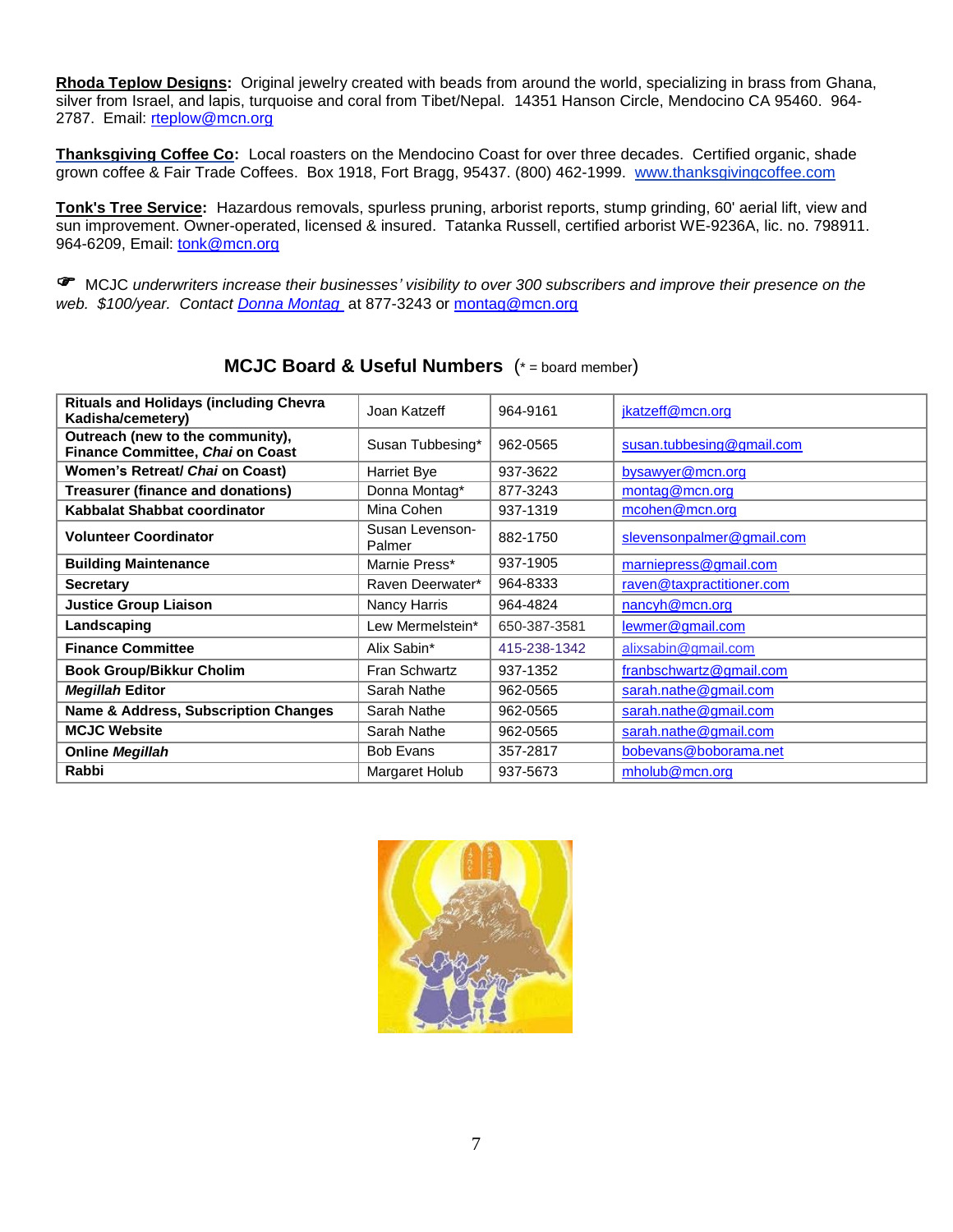**Rhoda Teplow Designs**: Original jewelry created with beads from around the world, specializing in brass from Ghana, silver from Israel, and lapis, turquoise and coral from Tibet/Nepal. 14351 Hanson Circle, Mendocino CA 95460. 964-2787. Email: rteplow@mcn.org

**Thanksgiving Coffee Co**: Local roasters on the Mendocino Coast for over three decades. Certified organic, shade grown coffee & Fair Trade Coffees. Box 1918, Fort Bragg, 95437. (800) 462-1999. www.thanksgivingcoffee.com

**Tonk's Tree Service**: Hazardous removals, spurless pruning, arborist reports, stump grinding, 60' aerial lift, view and sun improvement. Owner-operated, licensed & insured. Tatanka Russell, certified arborist WE-9236A, lic. no. 798911. 964-6209, Email: tonk@mcn.org

☛ MCJC *underwriters increase their businesses' visibility to over 300 subscribers and improve their presence on the web. $100/year. Contact* Donna Montag at 877-3243 or montag@mcn.org

## MCJC Board & Useful Numbers (* = board member)

| | | | |
|---|---|---|---|
| **Rituals and Holidays (including Chevra Kadisha/cemetery)** | Joan Katzeff | 964-9161 | jkatzeff@mcn.org |
| **Outreach (new to the community), Finance Committee, *Chai* on Coast** | Susan Tubbesing* | 962-0565 | susan.tubbesing@gmail.com |
| **Women's Retreat/ *Chai* on Coast)** | Harriet Bye | 937-3622 | bysawyer@mcn.org |
| **Treasurer (finance and donations)** | Donna Montag* | 877-3243 | montag@mcn.org |
| **Kabbalat Shabbat coordinator** | Mina Cohen | 937-1319 | mcohen@mcn.org |
| **Volunteer Coordinator** | Susan Levenson-Palmer | 882-1750 | slevensonpalmer@gmail.com |
| **Building Maintenance** | Marnie Press* | 937-1905 | marniepress@gmail.com |
| **Secretary** | Raven Deerwater* | 964-8333 | raven@taxpractitioner.com |
| **Justice Group Liaison** | Nancy Harris | 964-4824 | nancyh@mcn.org |
| **Landscaping** | Lew Mermelstein* | 650-387-3581 | lewmer@gmail.com |
| **Finance Committee** | Alix Sabin* | 415-238-1342 | alixsabin@gmail.com |
| **Book Group/Bikkur Cholim** | Fran Schwartz | 937-1352 | franbschwartz@gmail.com |
| ***Megillah* Editor** | Sarah Nathe | 962-0565 | sarah.nathe@gmail.com |
| **Name & Address, Subscription Changes** | Sarah Nathe | 962-0565 | sarah.nathe@gmail.com |
| **MCJC Website** | Sarah Nathe | 962-0565 | sarah.nathe@gmail.com |
| **Online *Megillah*** | Bob Evans | 357-2817 | bobevans@boborama.net |
| **Rabbi** | Margaret Holub | 937-5673 | mholub@mcn.org |